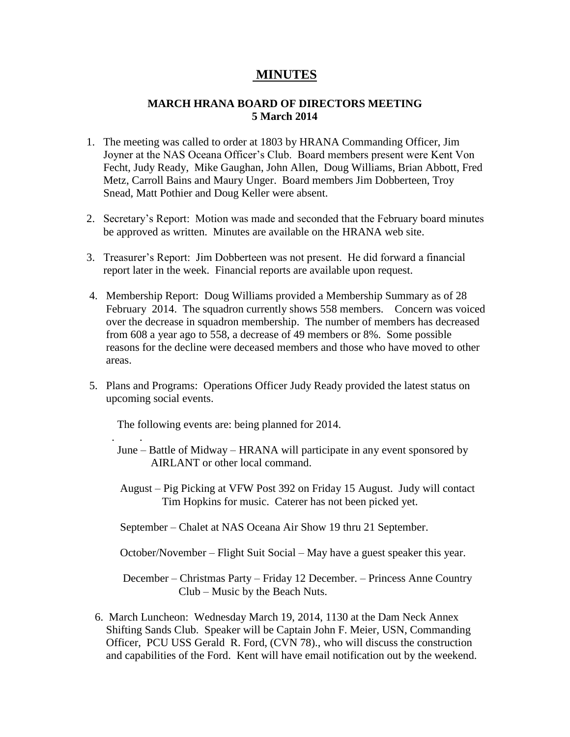# MINUTES

## MARCH HRANA BOARD OF DIRECTORS MEETING
## 5 March 2014

1. The meeting was called to order at 1803 by HRANA Commanding Officer, Jim Joyner at the NAS Oceana Officer's Club. Board members present were Kent Von Fecht, Judy Ready, Mike Gaughan, John Allen, Doug Williams, Brian Abbott, Fred Metz, Carroll Bains and Maury Unger. Board members Jim Dobberteen, Troy Snead, Matt Pothier and Doug Keller were absent.

2. Secretary's Report: Motion was made and seconded that the February board minutes be approved as written. Minutes are available on the HRANA web site.

3. Treasurer's Report: Jim Dobberteen was not present. He did forward a financial report later in the week. Financial reports are available upon request.

4. Membership Report: Doug Williams provided a Membership Summary as of 28 February 2014. The squadron currently shows 558 members. Concern was voiced over the decrease in squadron membership. The number of members has decreased from 608 a year ago to 558, a decrease of 49 members or 8%. Some possible reasons for the decline were deceased members and those who have moved to other areas.

5. Plans and Programs: Operations Officer Judy Ready provided the latest status on upcoming social events.

   The following events are: being planned for 2014.

   June – Battle of Midway – HRANA will participate in any event sponsored by AIRLANT or other local command.

   August – Pig Picking at VFW Post 392 on Friday 15 August. Judy will contact Tim Hopkins for music. Caterer has not been picked yet.

   September – Chalet at NAS Oceana Air Show 19 thru 21 September.

   October/November – Flight Suit Social – May have a guest speaker this year.

   December – Christmas Party – Friday 12 December. – Princess Anne Country Club – Music by the Beach Nuts.

6. March Luncheon: Wednesday March 19, 2014, 1130 at the Dam Neck Annex Shifting Sands Club. Speaker will be Captain John F. Meier, USN, Commanding Officer, PCU USS Gerald R. Ford, (CVN 78)., who will discuss the construction and capabilities of the Ford. Kent will have email notification out by the weekend.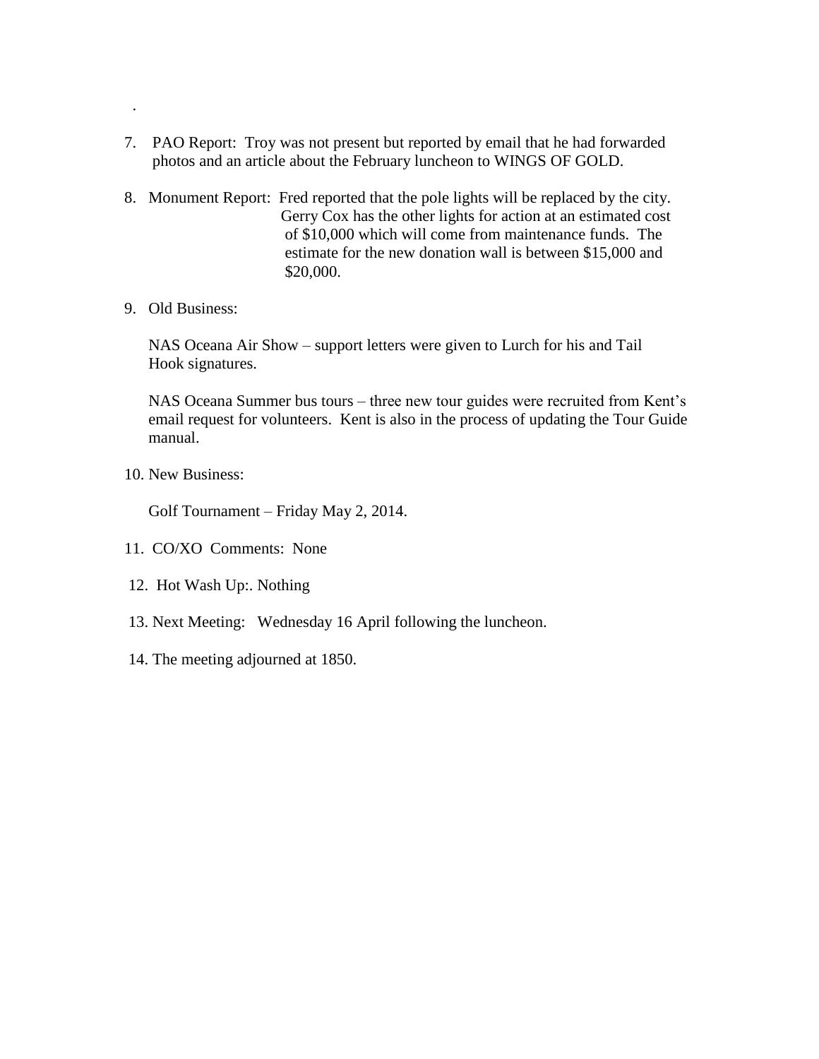.

7. PAO Report: Troy was not present but reported by email that he had forwarded photos and an article about the February luncheon to WINGS OF GOLD.

8. Monument Report: Fred reported that the pole lights will be replaced by the city. Gerry Cox has the other lights for action at an estimated cost of $10,000 which will come from maintenance funds. The estimate for the new donation wall is between $15,000 and $20,000.

9. Old Business:

   NAS Oceana Air Show – support letters were given to Lurch for his and Tail Hook signatures.

   NAS Oceana Summer bus tours – three new tour guides were recruited from Kent's email request for volunteers. Kent is also in the process of updating the Tour Guide manual.

10. New Business:

    Golf Tournament – Friday May 2, 2014.

11. CO/XO Comments: None

12. Hot Wash Up:. Nothing

13. Next Meeting: Wednesday 16 April following the luncheon.

14. The meeting adjourned at 1850.